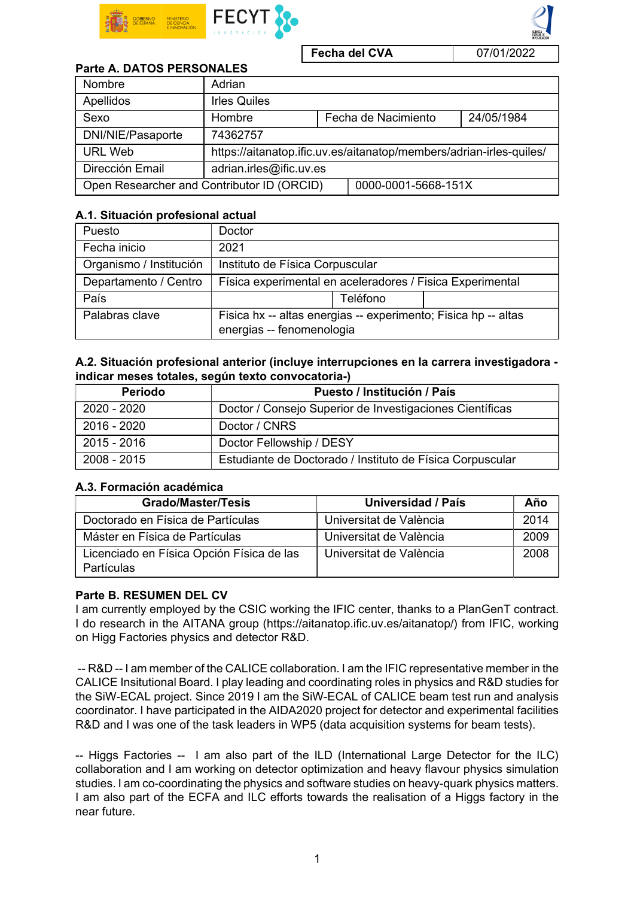| Fecha del CVA | 07/01/2022 |
|---|---|

## Parte A. DATOS PERSONALES

| Nombre | Adrian | | |
|---|---|---|---|
| Apellidos | Irles Quiles | | |
| Sexo | Hombre | Fecha de Nacimiento | 24/05/1984 |
| DNI/NIE/Pasaporte | 74362757 | | |
| URL Web | https://aitanatop.ific.uv.es/aitanatop/members/adrian-irles-quiles/ | | |
| Dirección Email | adrian.irles@ific.uv.es | | |
| Open Researcher and Contributor ID (ORCID) | 0000-0001-5668-151X | | |

### A.1. Situación profesional actual

| Puesto | Doctor | | |
|---|---|---|---|
| Fecha inicio | 2021 | | |
| Organismo / Institución | Instituto de Física Corpuscular | | |
| Departamento / Centro | Física experimental en aceleradores / Fisica Experimental | | |
| País | | Teléfono | |
| Palabras clave | Fisica hx -- altas energias -- experimento; Fisica hp -- altas energias -- fenomenologia | | |

### A.2. Situación profesional anterior (incluye interrupciones en la carrera investigadora -indicar meses totales, según texto convocatoria-)

| Periodo | Puesto / Institución / País |
|---|---|
| 2020 - 2020 | Doctor / Consejo Superior de Investigaciones Científicas |
| 2016 - 2020 | Doctor / CNRS |
| 2015 - 2016 | Doctor Fellowship / DESY |
| 2008 - 2015 | Estudiante de Doctorado / Instituto de Física Corpuscular |

### A.3. Formación académica

| Grado/Master/Tesis | Universidad / País | Año |
|---|---|---|
| Doctorado en Física de Partículas | Universitat de València | 2014 |
| Máster en Física de Partículas | Universitat de València | 2009 |
| Licenciado en Física Opción Física de las Partículas | Universitat de València | 2008 |

## Parte B. RESUMEN DEL CV

I am currently employed by the CSIC working the IFIC center, thanks to a PlanGenT contract. I do research in the AITANA group (https://aitanatop.ific.uv.es/aitanatop/) from IFIC, working on Higg Factories physics and detector R&D.

-- R&D -- I am member of the CALICE collaboration. I am the IFIC representative member in the CALICE Insitutional Board. I play leading and coordinating roles in physics and R&D studies for the SiW-ECAL project. Since 2019 I am the SiW-ECAL of CALICE beam test run and analysis coordinator. I have participated in the AIDA2020 project for detector and experimental facilities R&D and I was one of the task leaders in WP5 (data acquisition systems for beam tests).

-- Higgs Factories -- I am also part of the ILD (International Large Detector for the ILC) collaboration and I am working on detector optimization and heavy flavour physics simulation studies. I am co-coordinating the physics and software studies on heavy-quark physics matters. I am also part of the ECFA and ILC efforts towards the realisation of a Higgs factory in the near future.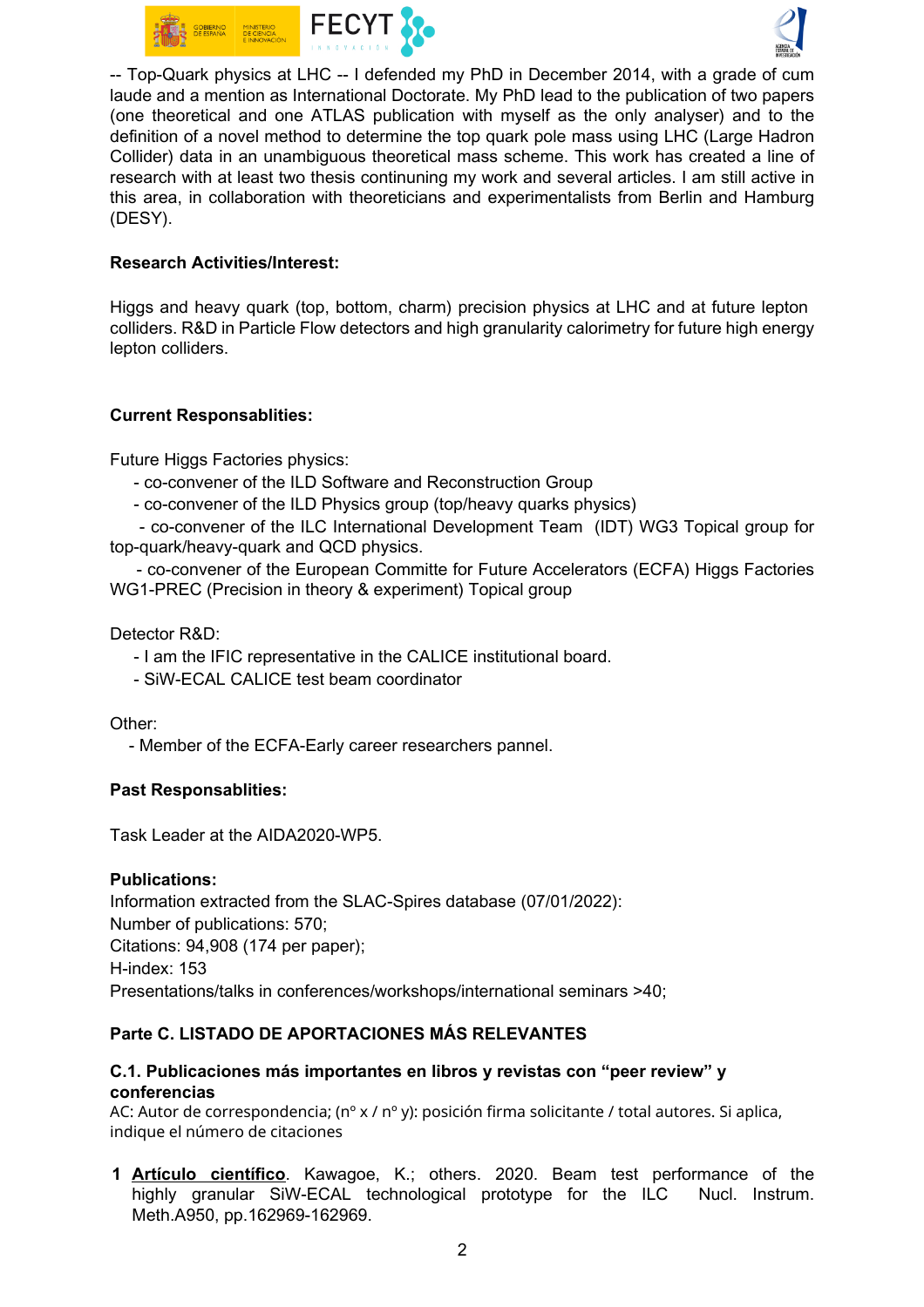-- Top-Quark physics at LHC -- I defended my PhD in December 2014, with a grade of cum laude and a mention as International Doctorate. My PhD lead to the publication of two papers (one theoretical and one ATLAS publication with myself as the only analyser) and to the definition of a novel method to determine the top quark pole mass using LHC (Large Hadron Collider) data in an unambiguous theoretical mass scheme. This work has created a line of research with at least two thesis continuing my work and several articles. I am still active in this area, in collaboration with theoreticians and experimentalists from Berlin and Hamburg (DESY).

**Research Activities/Interest:**

Higgs and heavy quark (top, bottom, charm) precision physics at LHC and at future lepton colliders. R&D in Particle Flow detectors and high granularity calorimetry for future high energy lepton colliders.

**Current Responsablities:**

Future Higgs Factories physics:

- co-convener of the ILD Software and Reconstruction Group
- co-convener of the ILD Physics group (top/heavy quarks physics)
- co-convener of the ILC International Development Team (IDT) WG3 Topical group for top-quark/heavy-quark and QCD physics.
- co-convener of the European Committe for Future Accelerators (ECFA) Higgs Factories WG1-PREC (Precision in theory & experiment) Topical group

Detector R&D:

- I am the IFIC representative in the CALICE institutional board.
- SiW-ECAL CALICE test beam coordinator

Other:

- Member of the ECFA-Early career researchers pannel.

**Past Responsablities:**

Task Leader at the AIDA2020-WP5.

**Publications:**

Information extracted from the SLAC-Spires database (07/01/2022):
Number of publications: 570;
Citations: 94,908 (174 per paper);
H-index: 153
Presentations/talks in conferences/workshops/international seminars >40;

**Parte C. LISTADO DE APORTACIONES MÁS RELEVANTES**

**C.1. Publicaciones más importantes en libros y revistas con "peer review" y conferencias**

AC: Autor de correspondencia; (nº x / nº y): posición firma solicitante / total autores. Si aplica, indique el número de citaciones

1. **Artículo científico**. Kawagoe, K.; others. 2020. Beam test performance of the highly granular SiW-ECAL technological prototype for the ILC Nucl. Instrum. Meth.A950, pp.162969-162969.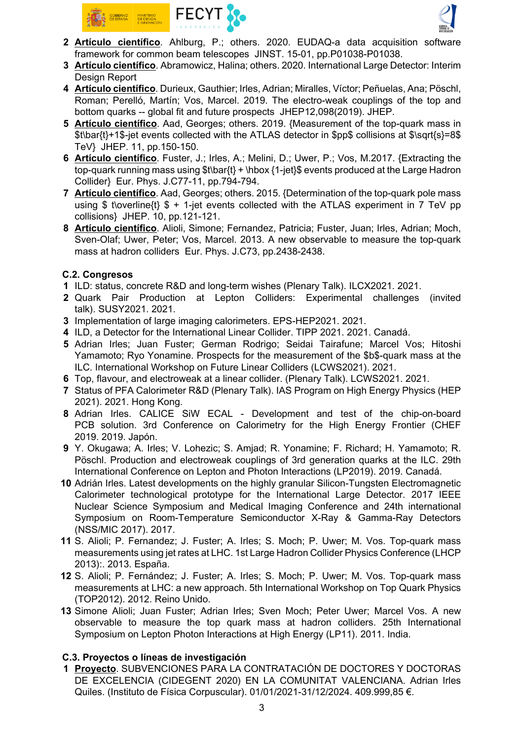2 **Artículo científico**. Ahlburg, P.; others. 2020. EUDAQ-a data acquisition software framework for common beam telescopes JINST. 15-01, pp.P01038-P01038.

3 **Artículo científico**. Abramowicz, Halina; others. 2020. International Large Detector: Interim Design Report

4 **Artículo científico**. Durieux, Gauthier; Irles, Adrian; Miralles, Víctor; Peñuelas, Ana; Pöschl, Roman; Perelló, Martín; Vos, Marcel. 2019. The electro-weak couplings of the top and bottom quarks -- global fit and future prospects JHEP12,098(2019). JHEP.

5 **Artículo científico**. Aad, Georges; others. 2019. {Measurement of the top-quark mass in $t\bar{t}+1$-jet events collected with the ATLAS detector in $pp$ collisions at $\sqrt{s}=8$ TeV} JHEP. 11, pp.150-150.

6 **Artículo científico**. Fuster, J.; Irles, A.; Melini, D.; Uwer, P.; Vos, M.2017. {Extracting the top-quark running mass using $t\bar{t} + \hbox {1-jet}$ events produced at the Large Hadron Collider} Eur. Phys. J.C77-11, pp.794-794.

7 **Artículo científico**. Aad, Georges; others. 2015. {Determination of the top-quark pole mass using $ t\overline{t} $ + 1-jet events collected with the ATLAS experiment in 7 TeV pp collisions} JHEP. 10, pp.121-121.

8 **Artículo científico**. Alioli, Simone; Fernandez, Patricia; Fuster, Juan; Irles, Adrian; Moch, Sven-Olaf; Uwer, Peter; Vos, Marcel. 2013. A new observable to measure the top-quark mass at hadron colliders Eur. Phys. J.C73, pp.2438-2438.

**C.2. Congresos**

1 ILD: status, concrete R&D and long-term wishes (Plenary Talk). ILCX2021. 2021.

2 Quark Pair Production at Lepton Colliders: Experimental challenges (invited talk). SUSY2021. 2021.

3 Implementation of large imaging calorimeters. EPS-HEP2021. 2021.

4 ILD, a Detector for the International Linear Collider. TIPP 2021. 2021. Canadá.

5 Adrian Irles; Juan Fuster; German Rodrigo; Seidai Tairafune; Marcel Vos; Hitoshi Yamamoto; Ryo Yonamine. Prospects for the measurement of the $b$-quark mass at the ILC. International Workshop on Future Linear Colliders (LCWS2021). 2021.

6 Top, flavour, and electroweak at a linear collider. (Plenary Talk). LCWS2021. 2021.

7 Status of PFA Calorimeter R&D (Plenary Talk). IAS Program on High Energy Physics (HEP 2021). 2021. Hong Kong.

8 Adrian Irles. CALICE SiW ECAL - Development and test of the chip-on-board PCB solution. 3rd Conference on Calorimetry for the High Energy Frontier (CHEF 2019. 2019. Japón.

9 Y. Okugawa; A. Irles; V. Lohezic; S. Amjad; R. Yonamine; F. Richard; H. Yamamoto; R. Pöschl. Production and electroweak couplings of 3rd generation quarks at the ILC. 29th International Conference on Lepton and Photon Interactions (LP2019). 2019. Canadá.

10 Adrián Irles. Latest developments on the highly granular Silicon-Tungsten Electromagnetic Calorimeter technological prototype for the International Large Detector. 2017 IEEE Nuclear Science Symposium and Medical Imaging Conference and 24th international Symposium on Room-Temperature Semiconductor X-Ray & Gamma-Ray Detectors (NSS/MIC 2017). 2017.

11 S. Alioli; P. Fernandez; J. Fuster; A. Irles; S. Moch; P. Uwer; M. Vos. Top-quark mass measurements using jet rates at LHC. 1st Large Hadron Collider Physics Conference (LHCP 2013):. 2013. España.

12 S. Alioli; P. Fernández; J. Fuster; A. Irles; S. Moch; P. Uwer; M. Vos. Top-quark mass measurements at LHC: a new approach. 5th International Workshop on Top Quark Physics (TOP2012). 2012. Reino Unido.

13 Simone Alioli; Juan Fuster; Adrian Irles; Sven Moch; Peter Uwer; Marcel Vos. A new observable to measure the top quark mass at hadron colliders. 25th International Symposium on Lepton Photon Interactions at High Energy (LP11). 2011. India.

**C.3. Proyectos o líneas de investigación**

1 **Proyecto**. SUBVENCIONES PARA LA CONTRATACIÓN DE DOCTORES Y DOCTORAS DE EXCELENCIA (CIDEGENT 2020) EN LA COMUNITAT VALENCIANA. Adrian Irles Quiles. (Instituto de Física Corpuscular). 01/01/2021-31/12/2024. 409.999,85 €.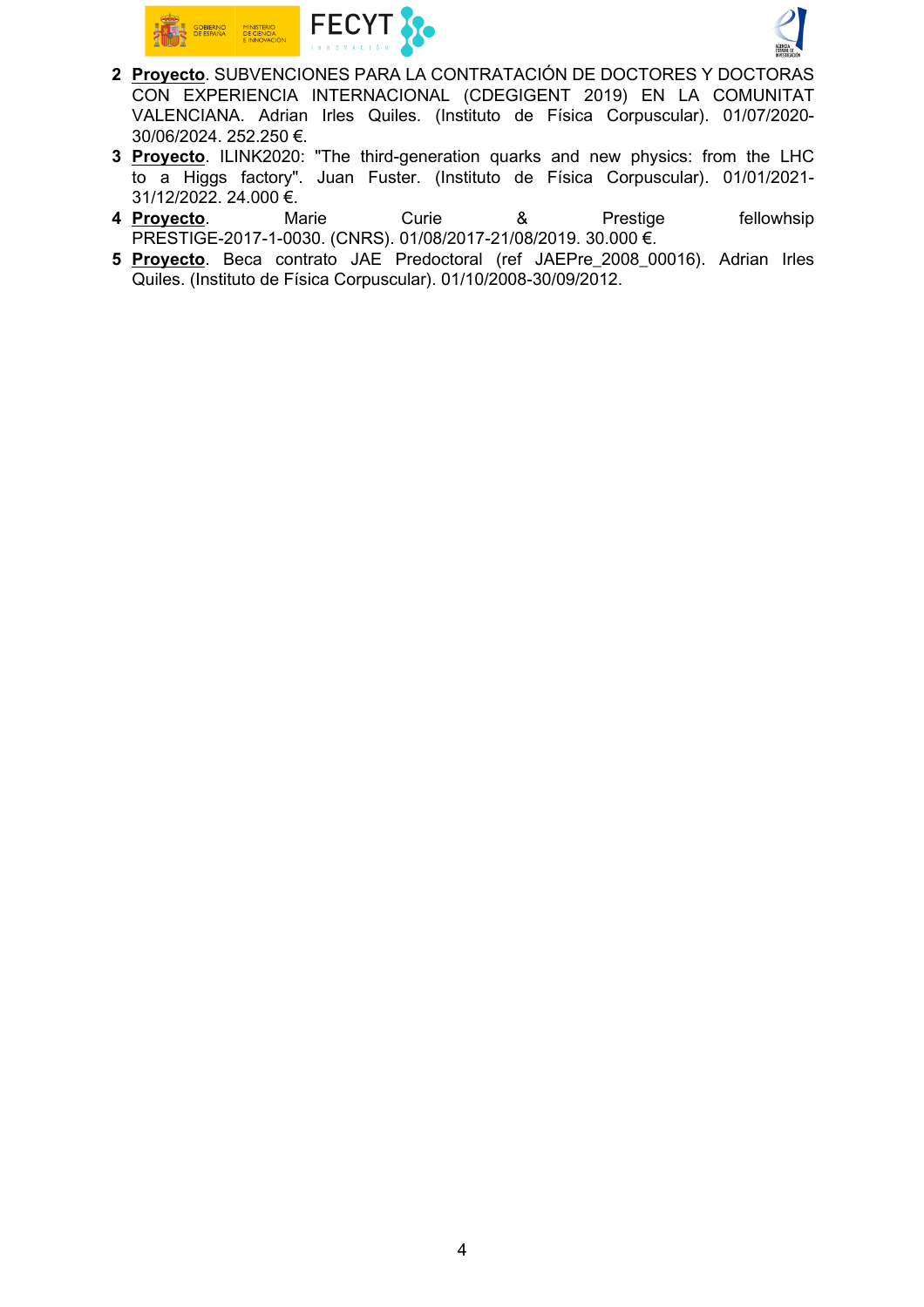2. **Proyecto**. SUBVENCIONES PARA LA CONTRATACIÓN DE DOCTORES Y DOCTORAS CON EXPERIENCIA INTERNACIONAL (CDEGIGENT 2019) EN LA COMUNITAT VALENCIANA. Adrian Irles Quiles. (Instituto de Física Corpuscular). 01/07/2020-30/06/2024. 252.250 €.
3. **Proyecto**. ILINK2020: "The third-generation quarks and new physics: from the LHC to a Higgs factory". Juan Fuster. (Instituto de Física Corpuscular). 01/01/2021-31/12/2022. 24.000 €.
4. **Proyecto**. Marie Curie & Prestige fellowhsip PRESTIGE-2017-1-0030. (CNRS). 01/08/2017-21/08/2019. 30.000 €.
5. **Proyecto**. Beca contrato JAE Predoctoral (ref JAEPre_2008_00016). Adrian Irles Quiles. (Instituto de Física Corpuscular). 01/10/2008-30/09/2012.